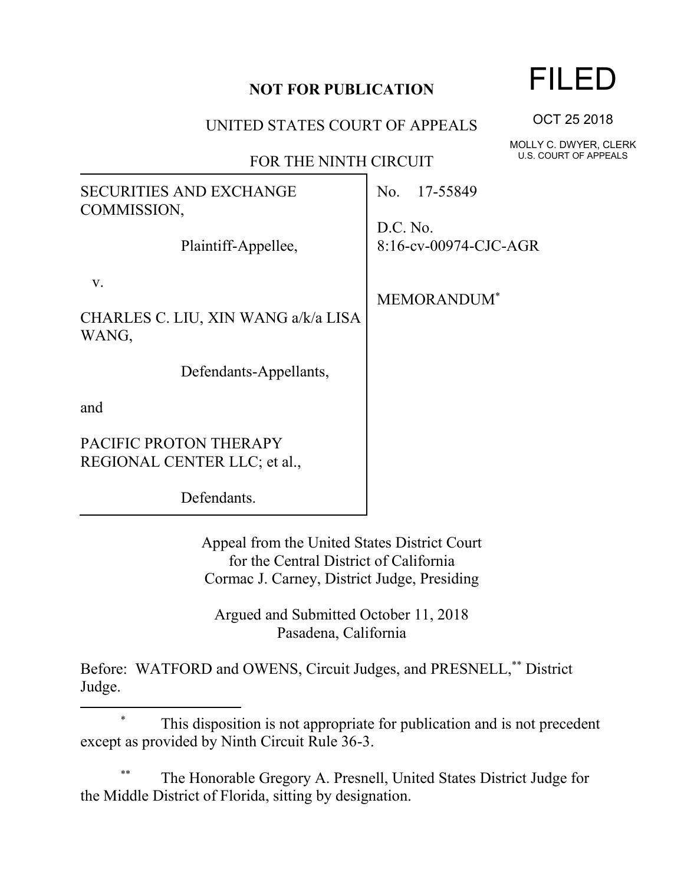**NOT FOR PUBLICATION**

UNITED STATES COURT OF APPEALS

FOR THE NINTH CIRCUIT

**FILED**

OCT 25 2018

MOLLY C. DWYER, CLERK
U.S. COURT OF APPEALS

SECURITIES AND EXCHANGE COMMISSION,

Plaintiff-Appellee,

v.

CHARLES C. LIU, XIN WANG a/k/a LISA WANG,

Defendants-Appellants,

and

PACIFIC PROTON THERAPY REGIONAL CENTER LLC; et al.,

Defendants.

No. 17-55849

D.C. No. 8:16-cv-00974-CJC-AGR

MEMORANDUM*

Appeal from the United States District Court
for the Central District of California
Cormac J. Carney, District Judge, Presiding

Argued and Submitted October 11, 2018
Pasadena, California

Before: WATFORD and OWENS, Circuit Judges, and PRESNELL,** District Judge.

---

\* This disposition is not appropriate for publication and is not precedent except as provided by Ninth Circuit Rule 36-3.

\*\* The Honorable Gregory A. Presnell, United States District Judge for the Middle District of Florida, sitting by designation.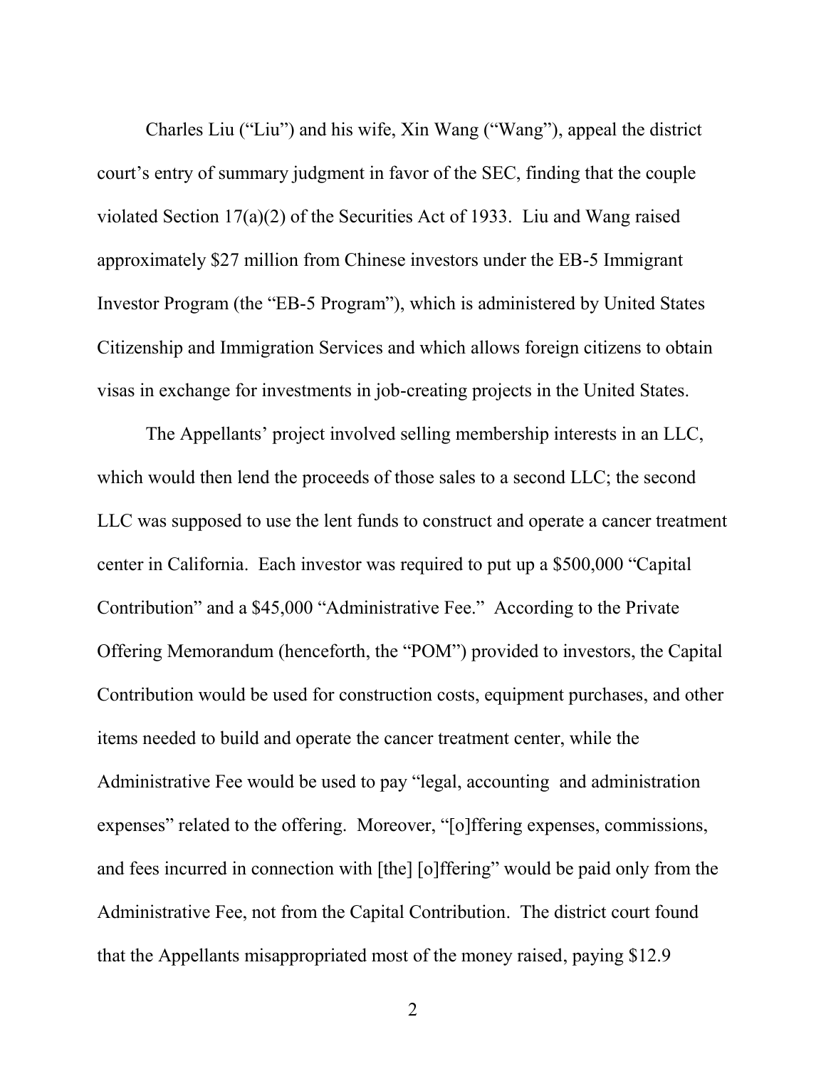Charles Liu ("Liu") and his wife, Xin Wang ("Wang"), appeal the district court's entry of summary judgment in favor of the SEC, finding that the couple violated Section 17(a)(2) of the Securities Act of 1933. Liu and Wang raised approximately $27 million from Chinese investors under the EB-5 Immigrant Investor Program (the "EB-5 Program"), which is administered by United States Citizenship and Immigration Services and which allows foreign citizens to obtain visas in exchange for investments in job-creating projects in the United States.

The Appellants' project involved selling membership interests in an LLC, which would then lend the proceeds of those sales to a second LLC; the second LLC was supposed to use the lent funds to construct and operate a cancer treatment center in California. Each investor was required to put up a $500,000 "Capital Contribution" and a $45,000 "Administrative Fee." According to the Private Offering Memorandum (henceforth, the "POM") provided to investors, the Capital Contribution would be used for construction costs, equipment purchases, and other items needed to build and operate the cancer treatment center, while the Administrative Fee would be used to pay "legal, accounting and administration expenses" related to the offering. Moreover, "[o]ffering expenses, commissions, and fees incurred in connection with [the] [o]ffering" would be paid only from the Administrative Fee, not from the Capital Contribution. The district court found that the Appellants misappropriated most of the money raised, paying $12.9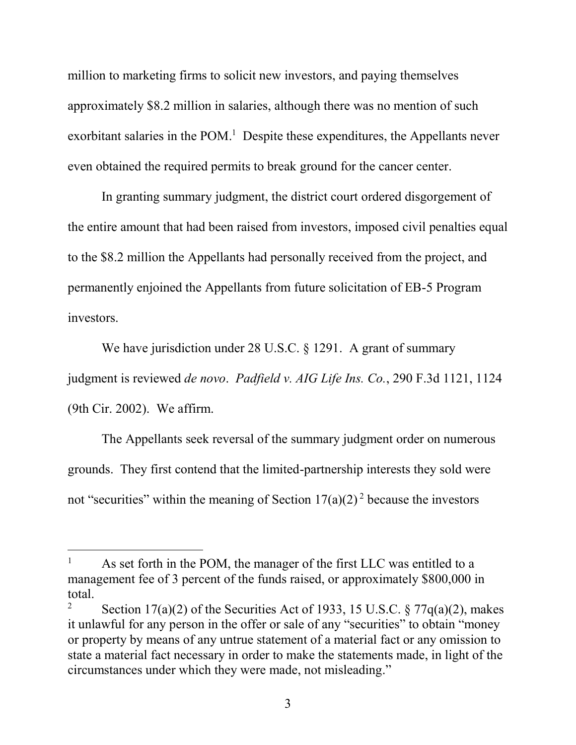million to marketing firms to solicit new investors, and paying themselves approximately $8.2 million in salaries, although there was no mention of such exorbitant salaries in the POM.[1] Despite these expenditures, the Appellants never even obtained the required permits to break ground for the cancer center.

In granting summary judgment, the district court ordered disgorgement of the entire amount that had been raised from investors, imposed civil penalties equal to the $8.2 million the Appellants had personally received from the project, and permanently enjoined the Appellants from future solicitation of EB-5 Program investors.

We have jurisdiction under 28 U.S.C. § 1291. A grant of summary judgment is reviewed *de novo*. *Padfield v. AIG Life Ins. Co.*, 290 F.3d 1121, 1124 (9th Cir. 2002). We affirm.

The Appellants seek reversal of the summary judgment order on numerous grounds. They first contend that the limited-partnership interests they sold were not "securities" within the meaning of Section 17(a)(2)[2] because the investors

---

[1] As set forth in the POM, the manager of the first LLC was entitled to a management fee of 3 percent of the funds raised, or approximately $800,000 in total.

[2] Section 17(a)(2) of the Securities Act of 1933, 15 U.S.C. § 77q(a)(2), makes it unlawful for any person in the offer or sale of any "securities" to obtain "money or property by means of any untrue statement of a material fact or any omission to state a material fact necessary in order to make the statements made, in light of the circumstances under which they were made, not misleading."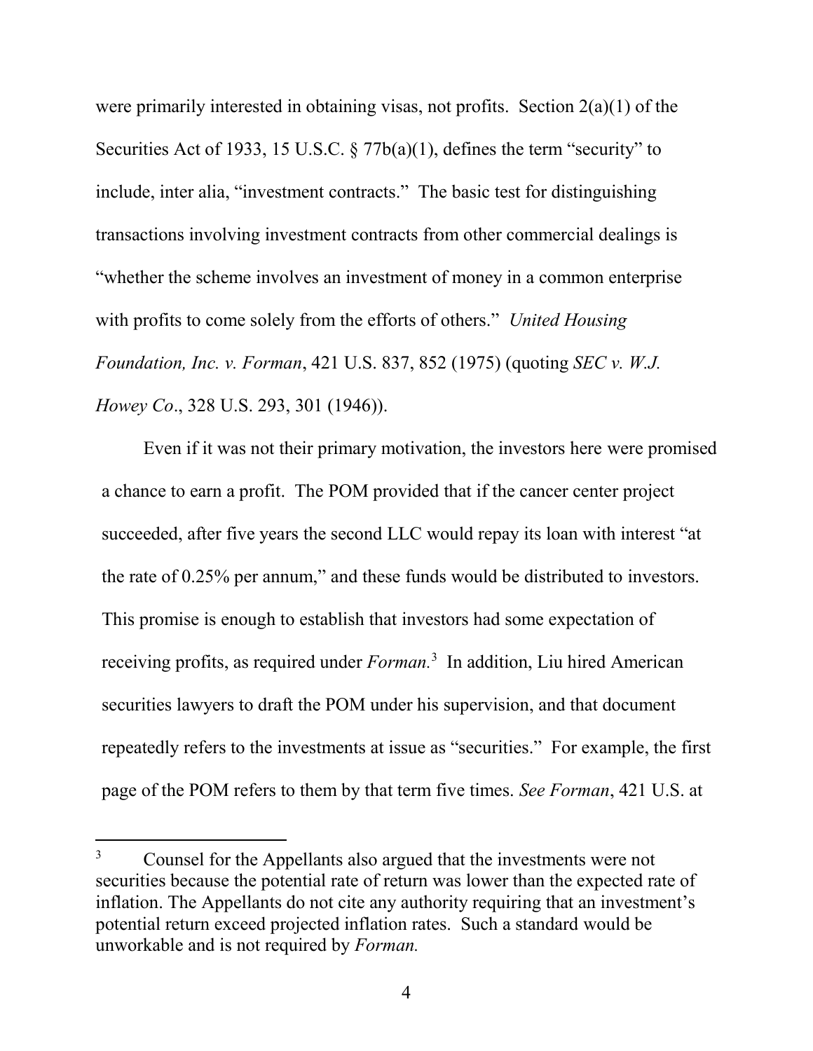were primarily interested in obtaining visas, not profits. Section 2(a)(1) of the Securities Act of 1933, 15 U.S.C. § 77b(a)(1), defines the term "security" to include, inter alia, "investment contracts." The basic test for distinguishing transactions involving investment contracts from other commercial dealings is "whether the scheme involves an investment of money in a common enterprise with profits to come solely from the efforts of others." *United Housing Foundation, Inc. v. Forman*, 421 U.S. 837, 852 (1975) (quoting *SEC v. W.J. Howey Co*., 328 U.S. 293, 301 (1946)).

Even if it was not their primary motivation, the investors here were promised a chance to earn a profit. The POM provided that if the cancer center project succeeded, after five years the second LLC would repay its loan with interest "at the rate of 0.25% per annum," and these funds would be distributed to investors. This promise is enough to establish that investors had some expectation of receiving profits, as required under *Forman.*[3] In addition, Liu hired American securities lawyers to draft the POM under his supervision, and that document repeatedly refers to the investments at issue as "securities." For example, the first page of the POM refers to them by that term five times. *See Forman*, 421 U.S. at

---

[3] Counsel for the Appellants also argued that the investments were not securities because the potential rate of return was lower than the expected rate of inflation. The Appellants do not cite any authority requiring that an investment's potential return exceed projected inflation rates. Such a standard would be unworkable and is not required by *Forman.*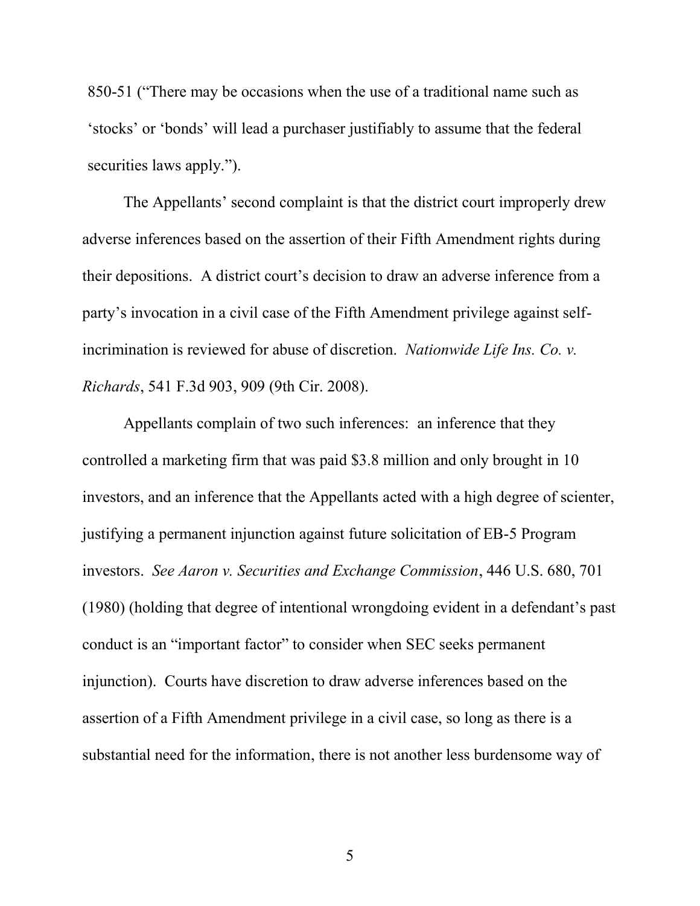850-51 ("There may be occasions when the use of a traditional name such as 'stocks' or 'bonds' will lead a purchaser justifiably to assume that the federal securities laws apply.").

The Appellants' second complaint is that the district court improperly drew adverse inferences based on the assertion of their Fifth Amendment rights during their depositions. A district court's decision to draw an adverse inference from a party's invocation in a civil case of the Fifth Amendment privilege against self-incrimination is reviewed for abuse of discretion. *Nationwide Life Ins. Co. v. Richards*, 541 F.3d 903, 909 (9th Cir. 2008).

Appellants complain of two such inferences: an inference that they controlled a marketing firm that was paid \$3.8 million and only brought in 10 investors, and an inference that the Appellants acted with a high degree of scienter, justifying a permanent injunction against future solicitation of EB-5 Program investors. *See Aaron v. Securities and Exchange Commission*, 446 U.S. 680, 701 (1980) (holding that degree of intentional wrongdoing evident in a defendant's past conduct is an "important factor" to consider when SEC seeks permanent injunction). Courts have discretion to draw adverse inferences based on the assertion of a Fifth Amendment privilege in a civil case, so long as there is a substantial need for the information, there is not another less burdensome way of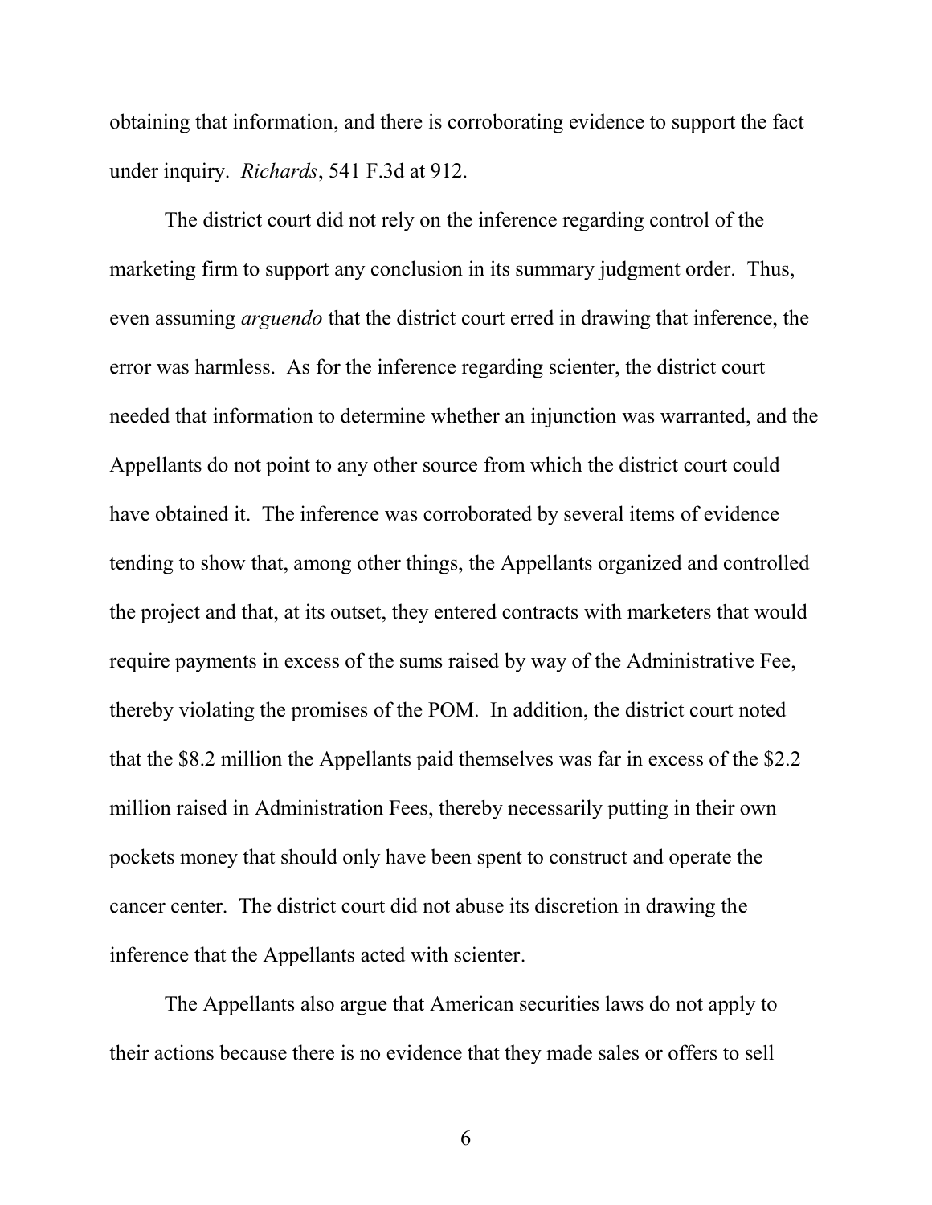obtaining that information, and there is corroborating evidence to support the fact under inquiry. *Richards*, 541 F.3d at 912.

The district court did not rely on the inference regarding control of the marketing firm to support any conclusion in its summary judgment order. Thus, even assuming *arguendo* that the district court erred in drawing that inference, the error was harmless. As for the inference regarding scienter, the district court needed that information to determine whether an injunction was warranted, and the Appellants do not point to any other source from which the district court could have obtained it. The inference was corroborated by several items of evidence tending to show that, among other things, the Appellants organized and controlled the project and that, at its outset, they entered contracts with marketers that would require payments in excess of the sums raised by way of the Administrative Fee, thereby violating the promises of the POM. In addition, the district court noted that the \$8.2 million the Appellants paid themselves was far in excess of the \$2.2 million raised in Administration Fees, thereby necessarily putting in their own pockets money that should only have been spent to construct and operate the cancer center. The district court did not abuse its discretion in drawing the inference that the Appellants acted with scienter.

The Appellants also argue that American securities laws do not apply to their actions because there is no evidence that they made sales or offers to sell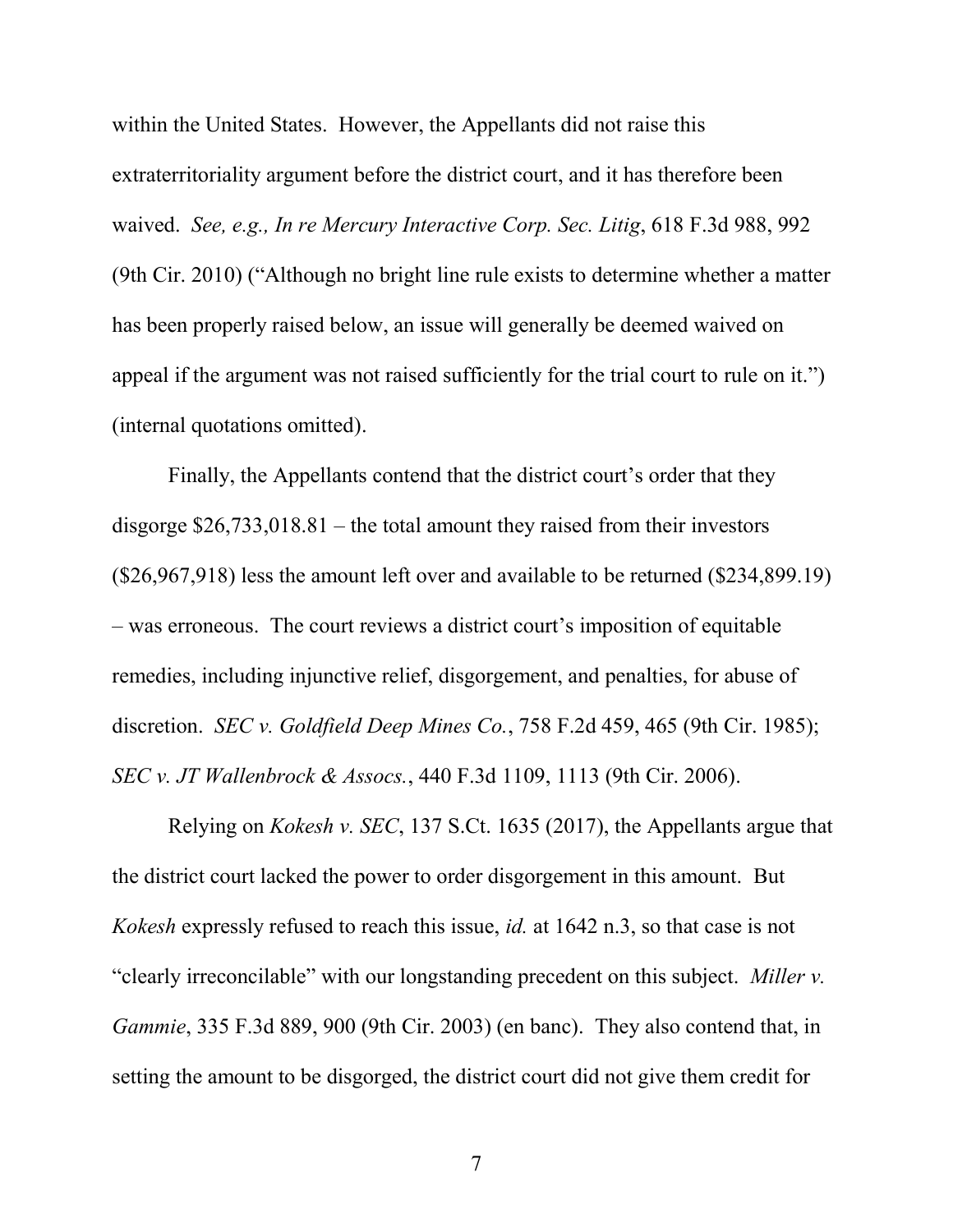within the United States. However, the Appellants did not raise this extraterritoriality argument before the district court, and it has therefore been waived. *See, e.g., In re Mercury Interactive Corp. Sec. Litig*, 618 F.3d 988, 992 (9th Cir. 2010) ("Although no bright line rule exists to determine whether a matter has been properly raised below, an issue will generally be deemed waived on appeal if the argument was not raised sufficiently for the trial court to rule on it.") (internal quotations omitted).

Finally, the Appellants contend that the district court's order that they disgorge $26,733,018.81 – the total amount they raised from their investors ($26,967,918) less the amount left over and available to be returned ($234,899.19) – was erroneous. The court reviews a district court's imposition of equitable remedies, including injunctive relief, disgorgement, and penalties, for abuse of discretion. *SEC v. Goldfield Deep Mines Co.*, 758 F.2d 459, 465 (9th Cir. 1985); *SEC v. JT Wallenbrock & Assocs.*, 440 F.3d 1109, 1113 (9th Cir. 2006).

Relying on *Kokesh v. SEC*, 137 S.Ct. 1635 (2017), the Appellants argue that the district court lacked the power to order disgorgement in this amount. But *Kokesh* expressly refused to reach this issue, *id.* at 1642 n.3, so that case is not "clearly irreconcilable" with our longstanding precedent on this subject. *Miller v. Gammie*, 335 F.3d 889, 900 (9th Cir. 2003) (en banc). They also contend that, in setting the amount to be disgorged, the district court did not give them credit for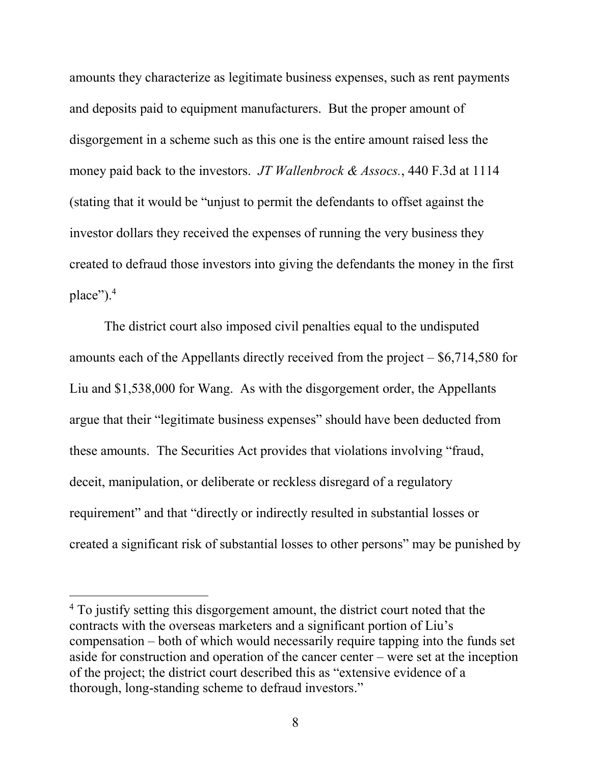amounts they characterize as legitimate business expenses, such as rent payments and deposits paid to equipment manufacturers. But the proper amount of disgorgement in a scheme such as this one is the entire amount raised less the money paid back to the investors. *JT Wallenbrock & Assocs.*, 440 F.3d at 1114 (stating that it would be "unjust to permit the defendants to offset against the investor dollars they received the expenses of running the very business they created to defraud those investors into giving the defendants the money in the first place").[4]

The district court also imposed civil penalties equal to the undisputed amounts each of the Appellants directly received from the project – $6,714,580 for Liu and $1,538,000 for Wang. As with the disgorgement order, the Appellants argue that their "legitimate business expenses" should have been deducted from these amounts. The Securities Act provides that violations involving "fraud, deceit, manipulation, or deliberate or reckless disregard of a regulatory requirement" and that "directly or indirectly resulted in substantial losses or created a significant risk of substantial losses to other persons" may be punished by

---

[4] To justify setting this disgorgement amount, the district court noted that the contracts with the overseas marketers and a significant portion of Liu's compensation – both of which would necessarily require tapping into the funds set aside for construction and operation of the cancer center – were set at the inception of the project; the district court described this as "extensive evidence of a thorough, long-standing scheme to defraud investors."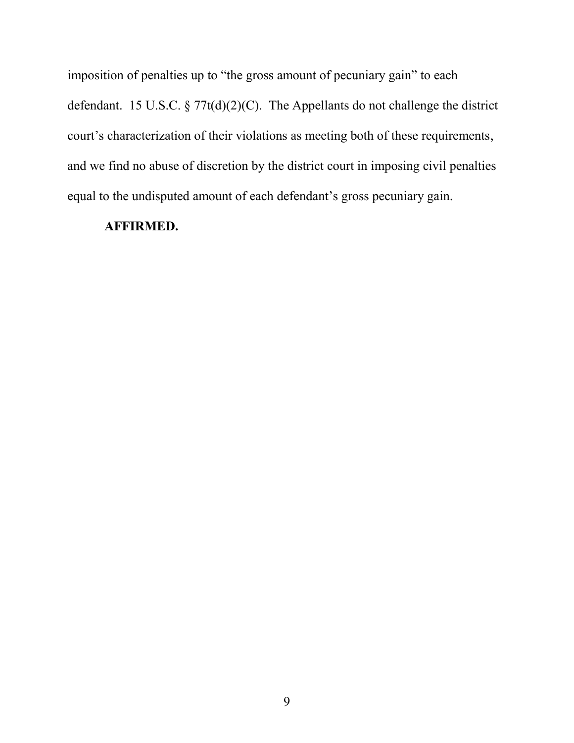imposition of penalties up to "the gross amount of pecuniary gain" to each defendant. 15 U.S.C. § 77t(d)(2)(C). The Appellants do not challenge the district court's characterization of their violations as meeting both of these requirements, and we find no abuse of discretion by the district court in imposing civil penalties equal to the undisputed amount of each defendant's gross pecuniary gain.

**AFFIRMED.**